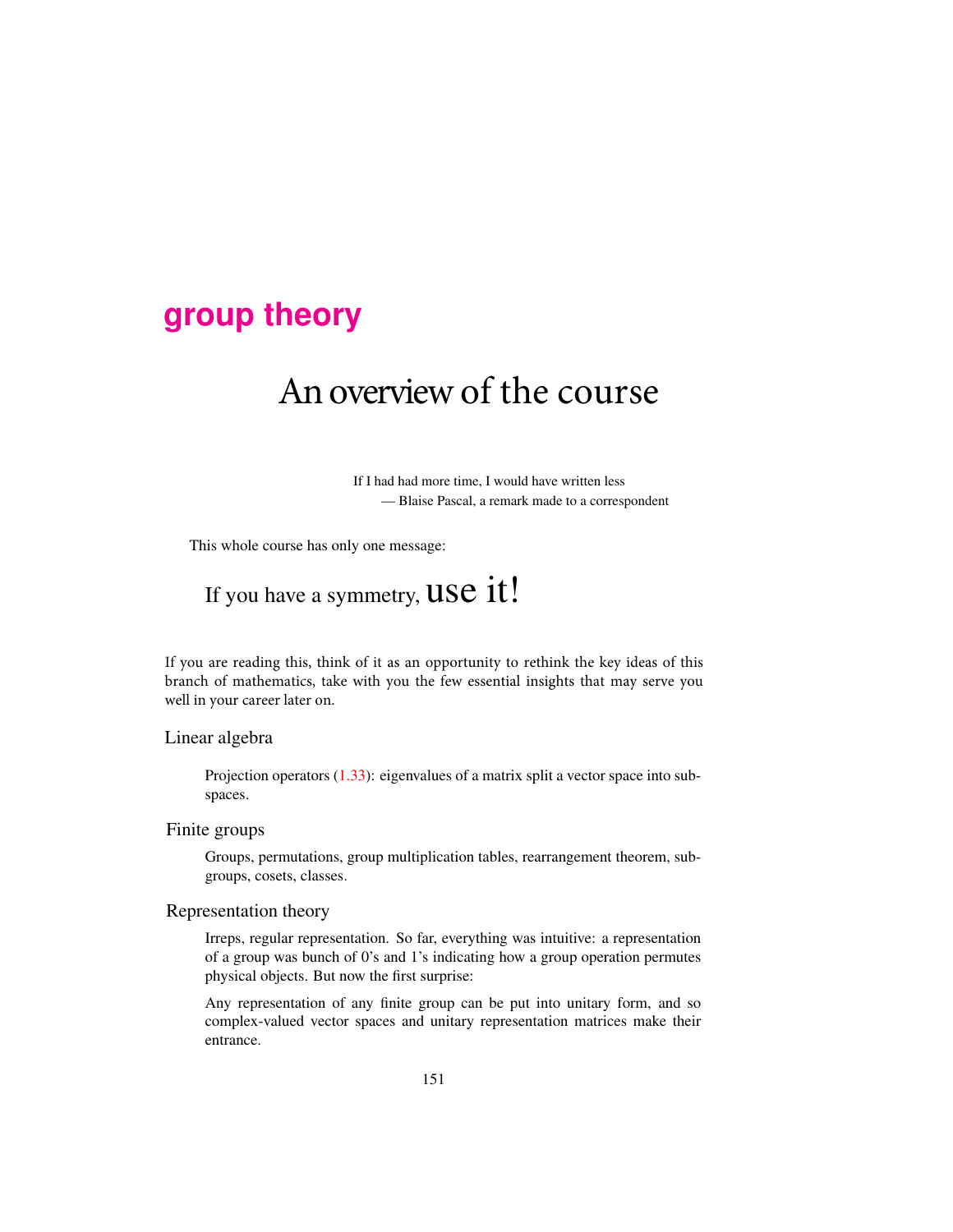**group theory**

# An overview of the course

> If I had had more time, I would have written less
> — Blaise Pascal, a remark made to a correspondent

This whole course has only one message:

## If you have a symmetry, use it!

If you are reading this, think of it as an opportunity to rethink the key ideas of this branch of mathematics, take with you the few essential insights that may serve you well in your career later on.

### Linear algebra

Projection operators (1.33): eigenvalues of a matrix split a vector space into subspaces.

### Finite groups

Groups, permutations, group multiplication tables, rearrangement theorem, subgroups, cosets, classes.

### Representation theory

Irreps, regular representation. So far, everything was intuitive: a representation of a group was bunch of 0's and 1's indicating how a group operation permutes physical objects. But now the first surprise:

Any representation of any finite group can be put into unitary form, and so complex-valued vector spaces and unitary representation matrices make their entrance.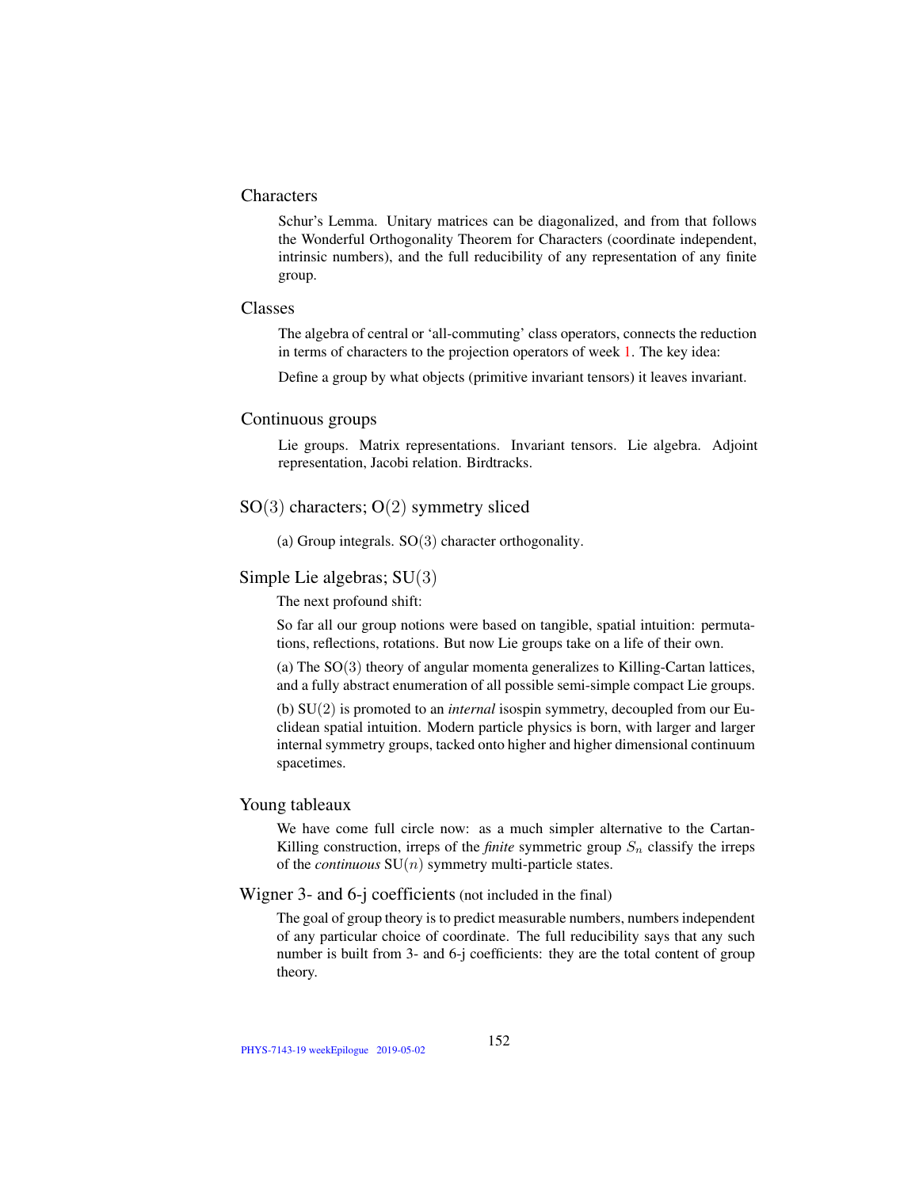### Characters

Schur's Lemma. Unitary matrices can be diagonalized, and from that follows the Wonderful Orthogonality Theorem for Characters (coordinate independent, intrinsic numbers), and the full reducibility of any representation of any finite group.

### Classes

The algebra of central or 'all-commuting' class operators, connects the reduction in terms of characters to the projection operators of week 1. The key idea:

Define a group by what objects (primitive invariant tensors) it leaves invariant.

### Continuous groups

Lie groups. Matrix representations. Invariant tensors. Lie algebra. Adjoint representation, Jacobi relation. Birdtracks.

### $\mathrm{SO}(3)$ characters; $\mathrm{O}(2)$ symmetry sliced

(a) Group integrals. $\mathrm{SO}(3)$ character orthogonality.

### Simple Lie algebras; $\mathrm{SU}(3)$

The next profound shift:

So far all our group notions were based on tangible, spatial intuition: permutations, reflections, rotations. But now Lie groups take on a life of their own.

(a) The $\mathrm{SO}(3)$ theory of angular momenta generalizes to Killing-Cartan lattices, and a fully abstract enumeration of all possible semi-simple compact Lie groups.

(b) $\mathrm{SU}(2)$ is promoted to an *internal* isospin symmetry, decoupled from our Euclidean spatial intuition. Modern particle physics is born, with larger and larger internal symmetry groups, tacked onto higher and higher dimensional continuum spacetimes.

### Young tableaux

We have come full circle now: as a much simpler alternative to the Cartan-Killing construction, irreps of the *finite* symmetric group $S_n$ classify the irreps of the *continuous* $\mathrm{SU}(n)$ symmetry multi-particle states.

### Wigner 3- and 6-j coefficients (not included in the final)

The goal of group theory is to predict measurable numbers, numbers independent of any particular choice of coordinate. The full reducibility says that any such number is built from 3- and 6-j coefficients: they are the total content of group theory.